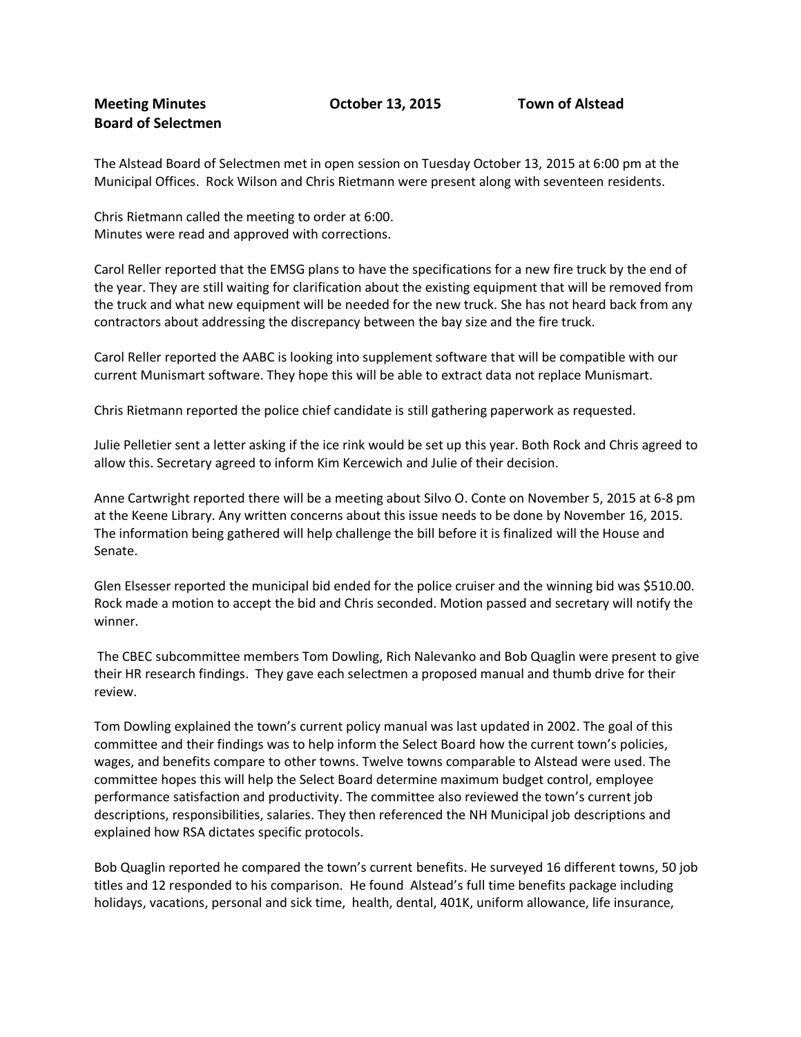**Meeting Minutes** **October 13, 2015** **Town of Alstead**
**Board of Selectmen**

The Alstead Board of Selectmen met in open session on Tuesday October 13, 2015 at 6:00 pm at the Municipal Offices. Rock Wilson and Chris Rietmann were present along with seventeen residents.

Chris Rietmann called the meeting to order at 6:00.
Minutes were read and approved with corrections.

Carol Reller reported that the EMSG plans to have the specifications for a new fire truck by the end of the year. They are still waiting for clarification about the existing equipment that will be removed from the truck and what new equipment will be needed for the new truck. She has not heard back from any contractors about addressing the discrepancy between the bay size and the fire truck.

Carol Reller reported the AABC is looking into supplement software that will be compatible with our current Munismart software. They hope this will be able to extract data not replace Munismart.

Chris Rietmann reported the police chief candidate is still gathering paperwork as requested.

Julie Pelletier sent a letter asking if the ice rink would be set up this year. Both Rock and Chris agreed to allow this. Secretary agreed to inform Kim Kercewich and Julie of their decision.

Anne Cartwright reported there will be a meeting about Silvo O. Conte on November 5, 2015 at 6-8 pm at the Keene Library. Any written concerns about this issue needs to be done by November 16, 2015. The information being gathered will help challenge the bill before it is finalized will the House and Senate.

Glen Elsesser reported the municipal bid ended for the police cruiser and the winning bid was $510.00. Rock made a motion to accept the bid and Chris seconded. Motion passed and secretary will notify the winner.

The CBEC subcommittee members Tom Dowling, Rich Nalevanko and Bob Quaglin were present to give their HR research findings. They gave each selectmen a proposed manual and thumb drive for their review.

Tom Dowling explained the town's current policy manual was last updated in 2002. The goal of this committee and their findings was to help inform the Select Board how the current town's policies, wages, and benefits compare to other towns. Twelve towns comparable to Alstead were used. The committee hopes this will help the Select Board determine maximum budget control, employee performance satisfaction and productivity. The committee also reviewed the town's current job descriptions, responsibilities, salaries. They then referenced the NH Municipal job descriptions and explained how RSA dictates specific protocols.

Bob Quaglin reported he compared the town's current benefits. He surveyed 16 different towns, 50 job titles and 12 responded to his comparison. He found Alstead's full time benefits package including holidays, vacations, personal and sick time, health, dental, 401K, uniform allowance, life insurance,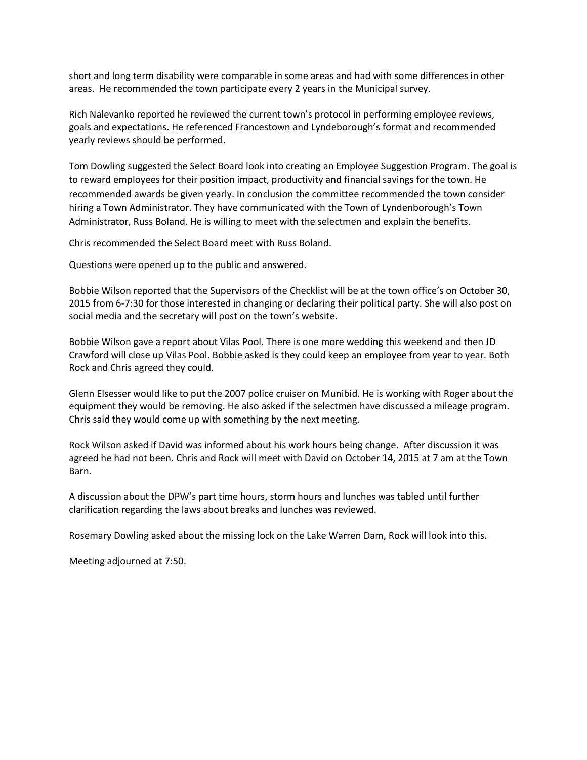short and long term disability were comparable in some areas and had with some differences in other areas. He recommended the town participate every 2 years in the Municipal survey.

Rich Nalevanko reported he reviewed the current town's protocol in performing employee reviews, goals and expectations. He referenced Francestown and Lyndeborough's format and recommended yearly reviews should be performed.

Tom Dowling suggested the Select Board look into creating an Employee Suggestion Program. The goal is to reward employees for their position impact, productivity and financial savings for the town. He recommended awards be given yearly. In conclusion the committee recommended the town consider hiring a Town Administrator. They have communicated with the Town of Lyndenborough's Town Administrator, Russ Boland. He is willing to meet with the selectmen and explain the benefits.

Chris recommended the Select Board meet with Russ Boland.

Questions were opened up to the public and answered.

Bobbie Wilson reported that the Supervisors of the Checklist will be at the town office's on October 30, 2015 from 6-7:30 for those interested in changing or declaring their political party. She will also post on social media and the secretary will post on the town's website.

Bobbie Wilson gave a report about Vilas Pool. There is one more wedding this weekend and then JD Crawford will close up Vilas Pool. Bobbie asked is they could keep an employee from year to year. Both Rock and Chris agreed they could.

Glenn Elsesser would like to put the 2007 police cruiser on Munibid. He is working with Roger about the equipment they would be removing. He also asked if the selectmen have discussed a mileage program. Chris said they would come up with something by the next meeting.

Rock Wilson asked if David was informed about his work hours being change. After discussion it was agreed he had not been. Chris and Rock will meet with David on October 14, 2015 at 7 am at the Town Barn.

A discussion about the DPW's part time hours, storm hours and lunches was tabled until further clarification regarding the laws about breaks and lunches was reviewed.

Rosemary Dowling asked about the missing lock on the Lake Warren Dam, Rock will look into this.

Meeting adjourned at 7:50.